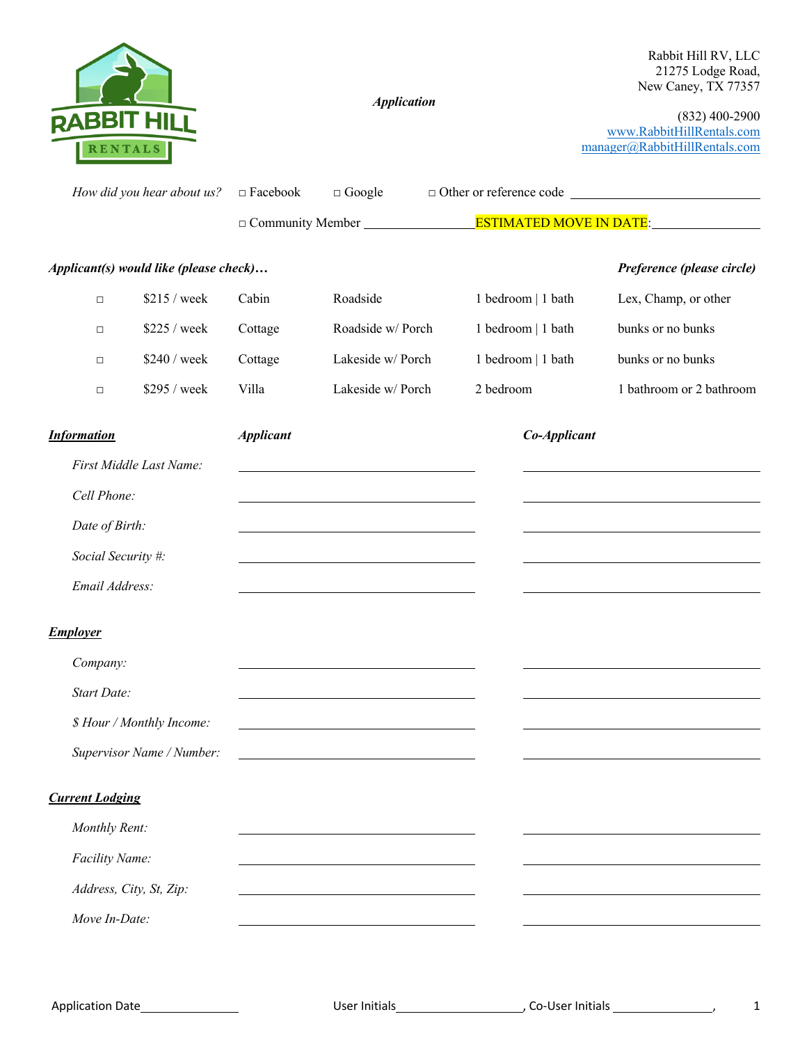Rabbit Hill RV, LLC
21275 Lodge Road,
New Caney, TX 77357

(832) 400-2900
www.RabbitHillRentals.com
manager@RabbitHillRentals.com

***Application***

*How did you hear about us?* □ Facebook □ Google □ Other or reference code \_\_\_\_\_\_\_\_\_\_\_\_\_\_\_\_\_\_\_\_

□ Community Member \_\_\_\_\_\_\_\_\_\_\_\_\_\_ ESTIMATED MOVE IN DATE: \_\_\_\_\_\_\_\_\_\_\_\_\_\_

***Applicant(s) would like (please check)…***

| | | | | | ***Preference (please circle)*** |
|---|---|---|---|---|---|
| □ | $215 / week | Cabin | Roadside | 1 bedroom \| 1 bath | Lex, Champ, or other |
| □ | $225 / week | Cottage | Roadside w/ Porch | 1 bedroom \| 1 bath | bunks or no bunks |
| □ | $240 / week | Cottage | Lakeside w/ Porch | 1 bedroom \| 1 bath | bunks or no bunks |
| □ | $295 / week | Villa | Lakeside w/ Porch | 2 bedroom | 1 bathroom or 2 bathroom |

| ***Information*** | ***Applicant*** | ***Co-Applicant*** |
|---|---|---|
| *First Middle Last Name:* | | |
| *Cell Phone:* | | |
| *Date of Birth:* | | |
| *Social Security #:* | | |
| *Email Address:* | | |
| ***Employer*** | | |
| *Company:* | | |
| *Start Date:* | | |
| *$ Hour / Monthly Income:* | | |
| *Supervisor Name / Number:* | | |
| ***Current Lodging*** | | |
| *Monthly Rent:* | | |
| *Facility Name:* | | |
| *Address, City, St, Zip:* | | |
| *Move In-Date:* | | |

Application Date\_\_\_\_\_\_\_\_\_\_\_\_\_\_ User Initials\_\_\_\_\_\_\_\_\_\_\_\_\_\_\_\_, Co-User Initials \_\_\_\_\_\_\_\_\_\_\_\_\_\_,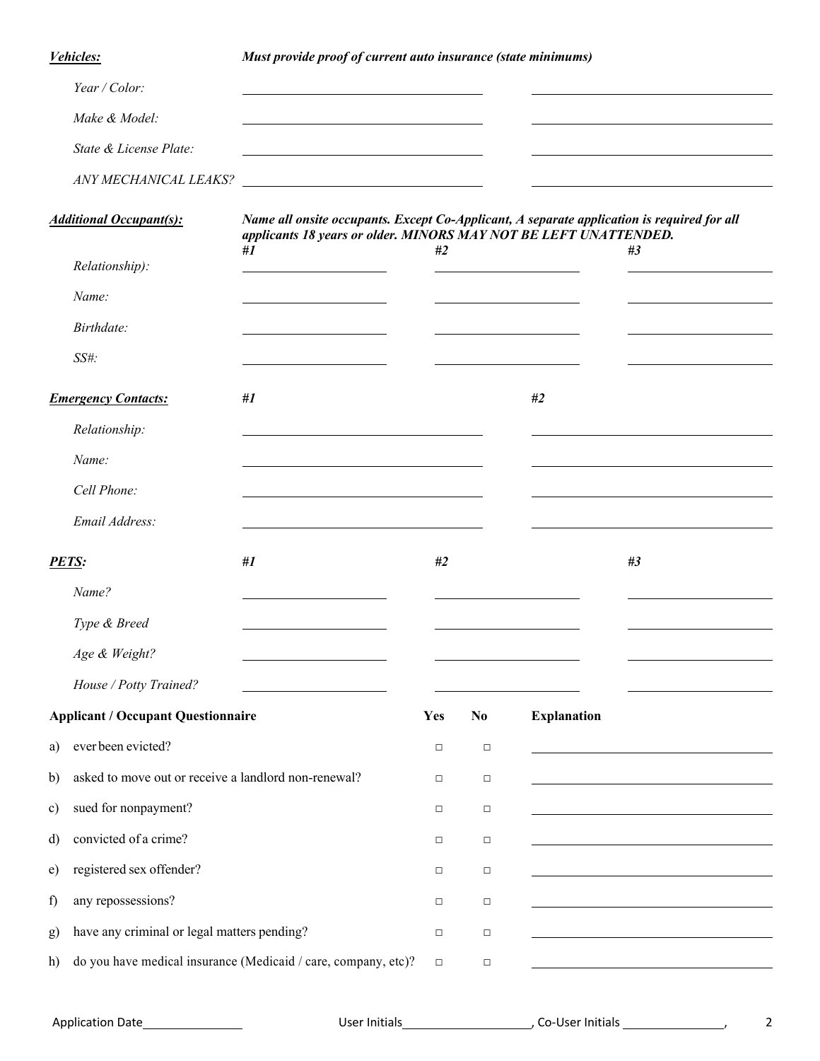***Vehicles:*** ***Must provide proof of current auto insurance (state minimums)***

| | | |
|---|---|---|
| *Year / Color:* | | |
| *Make & Model:* | | |
| *State & License Plate:* | | |
| *ANY MECHANICAL LEAKS?* | | |

***Additional Occupant(s):*** ***Name all onsite occupants. Except Co-Applicant, A separate application is required for all applicants 18 years or older. MINORS MAY NOT BE LEFT UNATTENDED.***

| | *#1* | *#2* | *#3* |
|---|---|---|---|
| *Relationship):* | | | |
| *Name:* | | | |
| *Birthdate:* | | | |
| *SS#:* | | | |

***Emergency Contacts:***

| | *#1* | *#2* |
|---|---|---|
| *Relationship:* | | |
| *Name:* | | |
| *Cell Phone:* | | |
| *Email Address:* | | |

***PETS:***

| | *#1* | *#2* | *#3* |
|---|---|---|---|
| *Name?* | | | |
| *Type & Breed* | | | |
| *Age & Weight?* | | | |
| *House / Potty Trained?* | | | |

| **Applicant / Occupant Questionnaire** | **Yes** | **No** | **Explanation** |
|---|---|---|---|
| a) ever been evicted? | □ | □ | |
| b) asked to move out or receive a landlord non-renewal? | □ | □ | |
| c) sued for nonpayment? | □ | □ | |
| d) convicted of a crime? | □ | □ | |
| e) registered sex offender? | □ | □ | |
| f) any repossessions? | □ | □ | |
| g) have any criminal or legal matters pending? | □ | □ | |
| h) do you have medical insurance (Medicaid / care, company, etc)? | □ | □ | |

Application Date_______________ User Initials____________________, Co-User Initials _______________,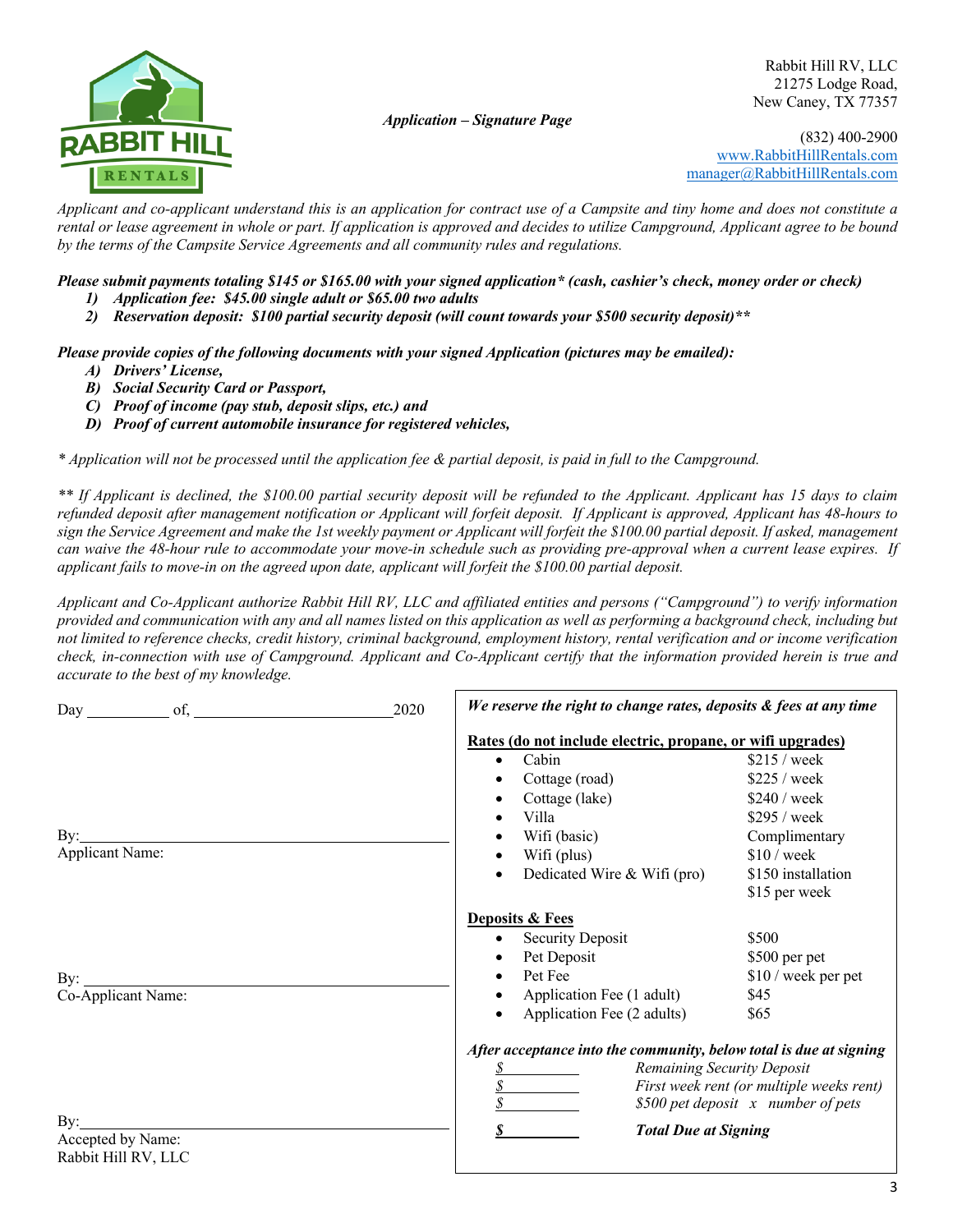RABBIT HILL RENTALS

Rabbit Hill RV, LLC
21275 Lodge Road,
New Caney, TX 77357

***Application – Signature Page***

(832) 400-2900
www.RabbitHillRentals.com
manager@RabbitHillRentals.com

*Applicant and co-applicant understand this is an application for contract use of a Campsite and tiny home and does not constitute a rental or lease agreement in whole or part. If application is approved and decides to utilize Campground, Applicant agree to be bound by the terms of the Campsite Service Agreements and all community rules and regulations.*

***Please submit payments totaling $145 or $165.00 with your signed application\* (cash, cashier's check, money order or check)***

1) ***Application fee: $45.00 single adult or $65.00 two adults***
2) ***Reservation deposit: $100 partial security deposit (will count towards your $500 security deposit)\*\****

***Please provide copies of the following documents with your signed Application (pictures may be emailed):***

A) ***Drivers' License,***
B) ***Social Security Card or Passport,***
C) ***Proof of income (pay stub, deposit slips, etc.) and***
D) ***Proof of current automobile insurance for registered vehicles,***

*\* Application will not be processed until the application fee & partial deposit, is paid in full to the Campground.*

*\*\* If Applicant is declined, the $100.00 partial security deposit will be refunded to the Applicant. Applicant has 15 days to claim refunded deposit after management notification or Applicant will forfeit deposit. If Applicant is approved, Applicant has 48-hours to sign the Service Agreement and make the 1st weekly payment or Applicant will forfeit the $100.00 partial deposit. If asked, management can waive the 48-hour rule to accommodate your move-in schedule such as providing pre-approval when a current lease expires. If applicant fails to move-in on the agreed upon date, applicant will forfeit the $100.00 partial deposit.*

*Applicant and Co-Applicant authorize Rabbit Hill RV, LLC and affiliated entities and persons ("Campground") to verify information provided and communication with any and all names listed on this application as well as performing a background check, including but not limited to reference checks, credit history, criminal background, employment history, rental verification and or income verification check, in-connection with use of Campground. Applicant and Co-Applicant certify that the information provided herein is true and accurate to the best of my knowledge.*

Day __________ of, ________________________ 2020

By: ____________________________________________
Applicant Name:

By: ____________________________________________
Co-Applicant Name:

By: ____________________________________________
Accepted by Name:
Rabbit Hill RV, LLC

***We reserve the right to change rates, deposits & fees at any time***

**Rates (do not include electric, propane, or wifi upgrades)**

| | |
|---|---|
| Cabin | $215 / week |
| Cottage (road) | $225 / week |
| Cottage (lake) | $240 / week |
| Villa | $295 / week |
| Wifi (basic) | Complimentary |
| Wifi (plus) | $10 / week |
| Dedicated Wire & Wifi (pro) | $150 installation<br>$15 per week |

**Deposits & Fees**

| | |
|---|---|
| Security Deposit | $500 |
| Pet Deposit | $500 per pet |
| Pet Fee | $10 / week per pet |
| Application Fee (1 adult) | $45 |
| Application Fee (2 adults) | $65 |

***After acceptance into the community, below total is due at signing***

| | |
|---|---|
| $ ________ | *Remaining Security Deposit* |
| $ ________ | *First week rent (or multiple weeks rent)* |
| $ ________ | *$500 pet deposit x number of pets* |
| ***$ ________*** | ***Total Due at Signing*** |